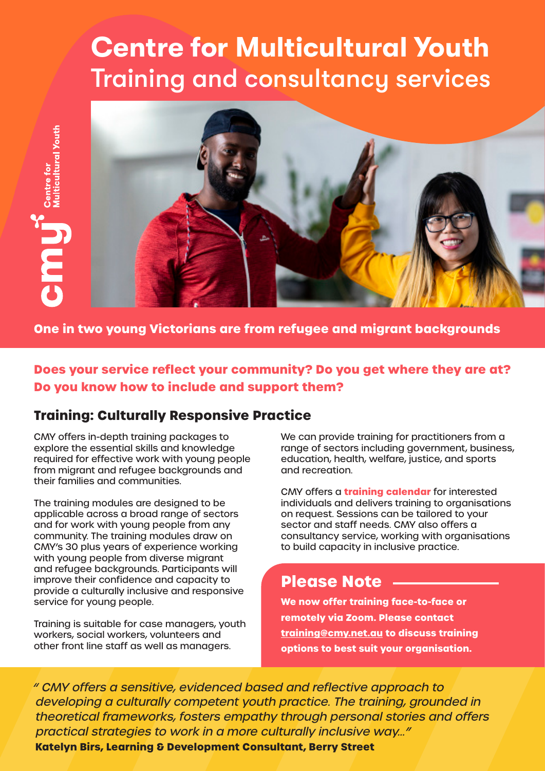# Centre for Multicultural Youth
## Training and consultancy services

cmy Centre for Multicultural Youth

**One in two young Victorians are from refugee and migrant backgrounds**

**Does your service reflect your community? Do you get where they are at? Do you know how to include and support them?**

### Training: Culturally Responsive Practice

CMY offers in-depth training packages to explore the essential skills and knowledge required for effective work with young people from migrant and refugee backgrounds and their families and communities.

The training modules are designed to be applicable across a broad range of sectors and for work with young people from any community. The training modules draw on CMY's 30 plus years of experience working with young people from diverse migrant and refugee backgrounds. Participants will improve their confidence and capacity to provide a culturally inclusive and responsive service for young people.

Training is suitable for case managers, youth workers, social workers, volunteers and other front line staff as well as managers.

We can provide training for practitioners from a range of sectors including government, business, education, health, welfare, justice, and sports and recreation.

CMY offers a **training calendar** for interested individuals and delivers training to organisations on request. Sessions can be tailored to your sector and staff needs. CMY also offers a consultancy service, working with organisations to build capacity in inclusive practice.

### Please Note

**We now offer training face-to-face or remotely via Zoom. Please contact training@cmy.net.au to discuss training options to best suit your organisation.**

*" CMY offers a sensitive, evidenced based and reflective approach to developing a culturally competent youth practice. The training, grounded in theoretical frameworks, fosters empathy through personal stories and offers practical strategies to work in a more culturally inclusive way..."*

**Katelyn Birs, Learning & Development Consultant, Berry Street**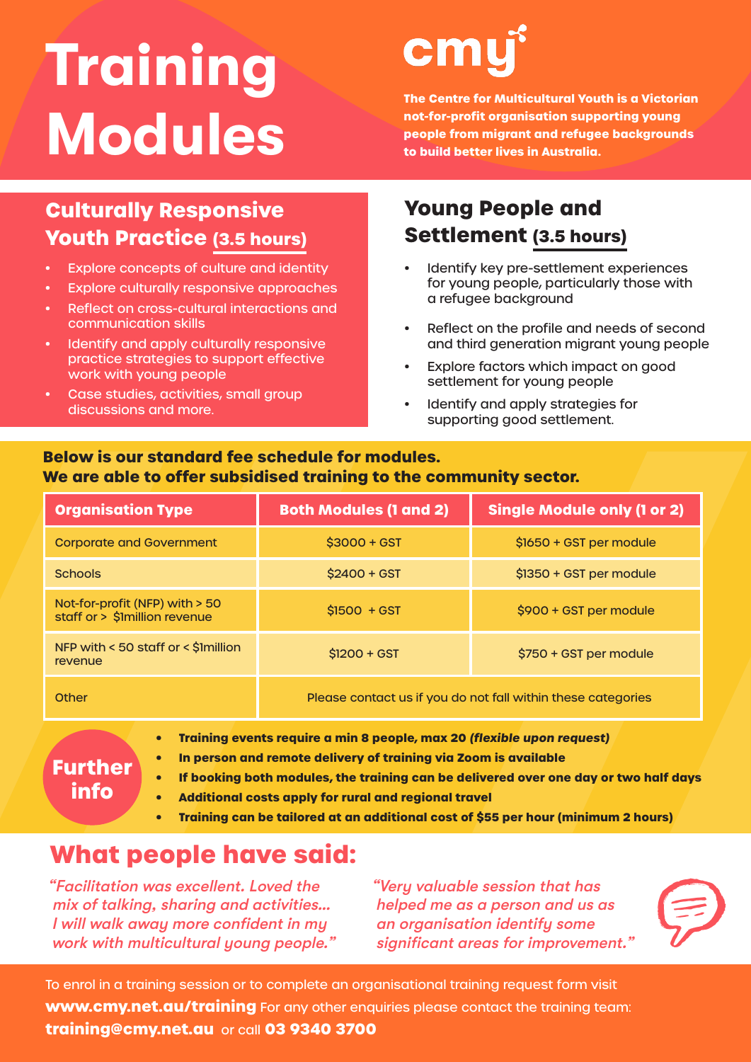# Training Modules

**cmy**

**The Centre for Multicultural Youth is a Victorian not-for-profit organisation supporting young people from migrant and refugee backgrounds to build better lives in Australia.**

## Culturally Responsive Youth Practice (3.5 hours)

- Explore concepts of culture and identity
- Explore culturally responsive approaches
- Reflect on cross-cultural interactions and communication skills
- Identify and apply culturally responsive practice strategies to support effective work with young people
- Case studies, activities, small group discussions and more.

## Young People and Settlement (3.5 hours)

- Identify key pre-settlement experiences for young people, particularly those with a refugee background
- Reflect on the profile and needs of second and third generation migrant young people
- Explore factors which impact on good settlement for young people
- Identify and apply strategies for supporting good settlement.

**Below is our standard fee schedule for modules.**
**We are able to offer subsidised training to the community sector.**

| Organisation Type | Both Modules (1 and 2) | Single Module only (1 or 2) |
| --- | --- | --- |
| Corporate and Government | $3000 + GST | $1650 + GST per module |
| Schools | $2400 + GST | $1350 + GST per module |
| Not-for-profit (NFP) with > 50 staff or > $1million revenue | $1500 + GST | $900 + GST per module |
| NFP with < 50 staff or < $1million revenue | $1200 + GST | $750 + GST per module |
| Other | Please contact us if you do not fall within these categories | |

## Further info

- **Training events require a min 8 people, max 20 *(flexible upon request)***
- **In person and remote delivery of training via Zoom is available**
- **If booking both modules, the training can be delivered over one day or two half days**
- **Additional costs apply for rural and regional travel**
- **Training can be tailored at an additional cost of $55 per hour (minimum 2 hours)**

## What people have said:

*"Facilitation was excellent. Loved the mix of talking, sharing and activities... I will walk away more confident in my work with multicultural young people."*

*"Very valuable session that has helped me as a person and us as an organisation identify some significant areas for improvement."*

To enrol in a training session or to complete an organisational training request form visit **www.cmy.net.au/training** For any other enquiries please contact the training team: **training@cmy.net.au** or call **03 9340 3700**